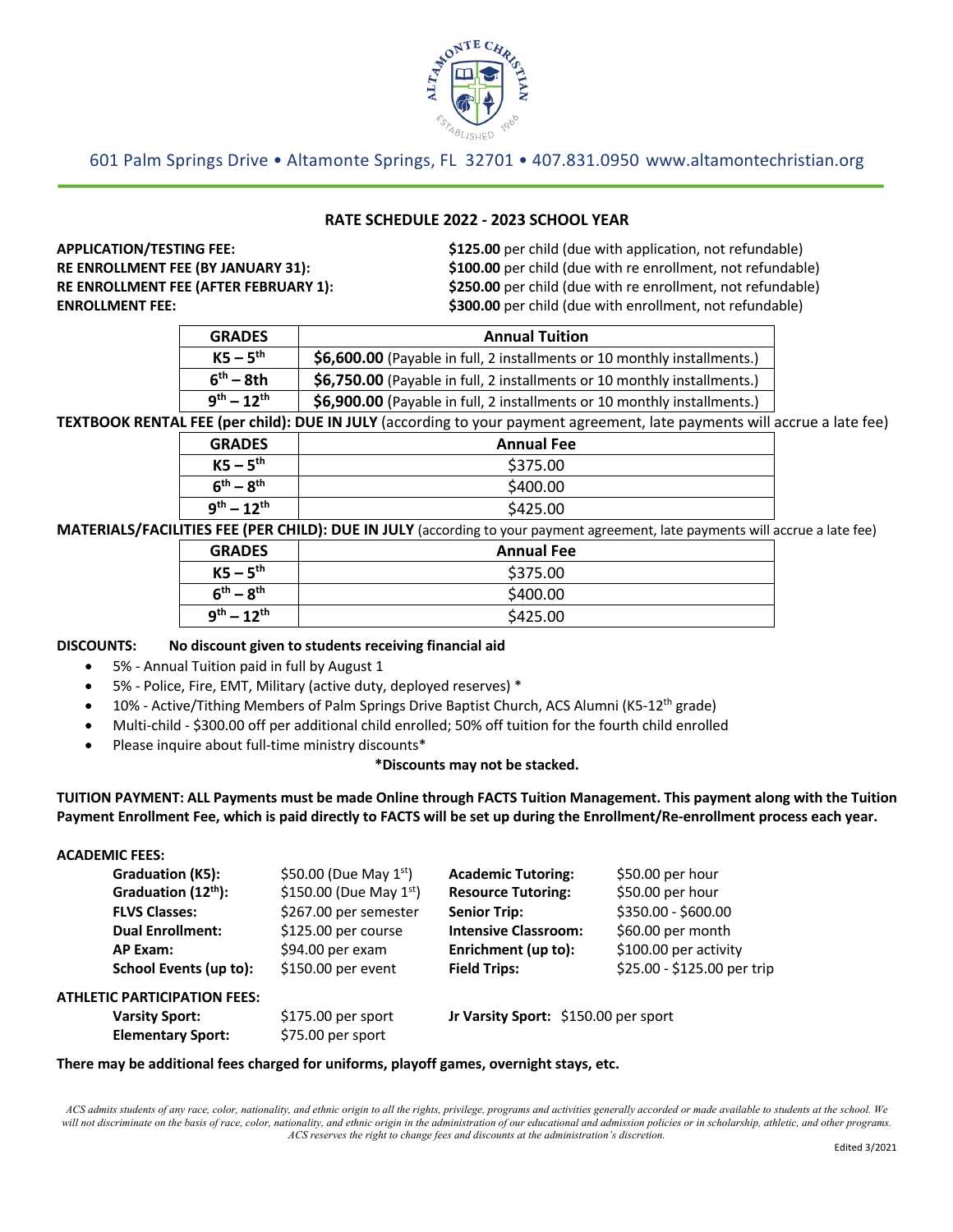601 Palm Springs Drive • Altamonte Springs, FL 32701 • 407.831.0950 www.altamontechristian.org

## RATE SCHEDULE 2022 - 2023 SCHOOL YEAR

**APPLICATION/TESTING FEE:** **$125.00** per child (due with application, not refundable)
**RE ENROLLMENT FEE (BY JANUARY 31):** **$100.00** per child (due with re enrollment, not refundable)
**RE ENROLLMENT FEE (AFTER FEBRUARY 1):** **$250.00** per child (due with re enrollment, not refundable)
**ENROLLMENT FEE:** **$300.00** per child (due with enrollment, not refundable)

| GRADES | Annual Tuition |
|---|---|
| K5 – 5th | **$6,600.00** (Payable in full, 2 installments or 10 monthly installments.) |
| 6th – 8th | **$6,750.00** (Payable in full, 2 installments or 10 monthly installments.) |
| 9th – 12th | **$6,900.00** (Payable in full, 2 installments or 10 monthly installments.) |

**TEXTBOOK RENTAL FEE (per child): DUE IN JULY** (according to your payment agreement, late payments will accrue a late fee)

| GRADES | Annual Fee |
|---|---|
| K5 – 5th | $375.00 |
| 6th – 8th | $400.00 |
| 9th – 12th | $425.00 |

**MATERIALS/FACILITIES FEE (PER CHILD): DUE IN JULY** (according to your payment agreement, late payments will accrue a late fee)

| GRADES | Annual Fee |
|---|---|
| K5 – 5th | $375.00 |
| 6th – 8th | $400.00 |
| 9th – 12th | $425.00 |

**DISCOUNTS: No discount given to students receiving financial aid**

- 5% - Annual Tuition paid in full by August 1
- 5% - Police, Fire, EMT, Military (active duty, deployed reserves) *
- 10% - Active/Tithing Members of Palm Springs Drive Baptist Church, ACS Alumni (K5-12th grade)
- Multi-child - $300.00 off per additional child enrolled; 50% off tuition for the fourth child enrolled
- Please inquire about full-time ministry discounts*

**\*Discounts may not be stacked.**

**TUITION PAYMENT: ALL Payments must be made Online through FACTS Tuition Management. This payment along with the Tuition Payment Enrollment Fee, which is paid directly to FACTS will be set up during the Enrollment/Re-enrollment process each year.**

**ACADEMIC FEES:**

| | | | |
|---|---|---|---|
| **Graduation (K5):** | $50.00 (Due May 1st) | **Academic Tutoring:** | $50.00 per hour |
| **Graduation (12th):** | $150.00 (Due May 1st) | **Resource Tutoring:** | $50.00 per hour |
| **FLVS Classes:** | $267.00 per semester | **Senior Trip:** | $350.00 - $600.00 |
| **Dual Enrollment:** | $125.00 per course | **Intensive Classroom:** | $60.00 per month |
| **AP Exam:** | $94.00 per exam | **Enrichment (up to):** | $100.00 per activity |
| **School Events (up to):** | $150.00 per event | **Field Trips:** | $25.00 - $125.00 per trip |

**ATHLETIC PARTICIPATION FEES:**

| | | | |
|---|---|---|---|
| **Varsity Sport:** | $175.00 per sport | **Jr Varsity Sport:** | $150.00 per sport |
| **Elementary Sport:** | $75.00 per sport | | |

**There may be additional fees charged for uniforms, playoff games, overnight stays, etc.**

*ACS admits students of any race, color, nationality, and ethnic origin to all the rights, privilege, programs and activities generally accorded or made available to students at the school. We will not discriminate on the basis of race, color, nationality, and ethnic origin in the administration of our educational and admission policies or in scholarship, athletic, and other programs. ACS reserves the right to change fees and discounts at the administration's discretion.*

Edited 3/2021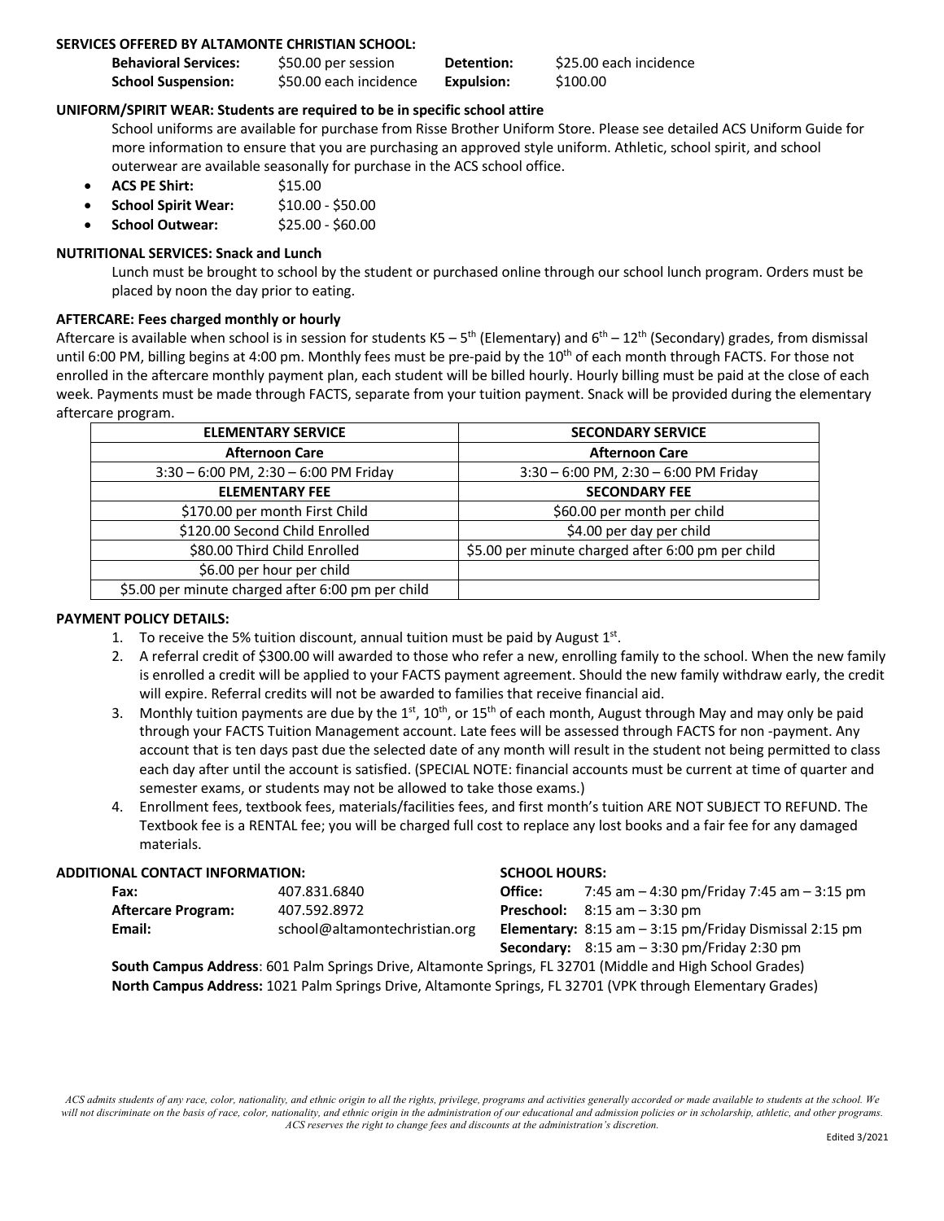**SERVICES OFFERED BY ALTAMONTE CHRISTIAN SCHOOL:**

| | | | |
|---|---|---|---|
| **Behavioral Services:** | $50.00 per session | **Detention:** | $25.00 each incidence |
| **School Suspension:** | $50.00 each incidence | **Expulsion:** | $100.00 |

**UNIFORM/SPIRIT WEAR: Students are required to be in specific school attire**

School uniforms are available for purchase from Risse Brother Uniform Store. Please see detailed ACS Uniform Guide for more information to ensure that you are purchasing an approved style uniform. Athletic, school spirit, and school outerwear are available seasonally for purchase in the ACS school office.

- **ACS PE Shirt:** $15.00
- **School Spirit Wear:** $10.00 - $50.00
- **School Outwear:** $25.00 - $60.00

**NUTRITIONAL SERVICES: Snack and Lunch**

Lunch must be brought to school by the student or purchased online through our school lunch program. Orders must be placed by noon the day prior to eating.

**AFTERCARE: Fees charged monthly or hourly**

Aftercare is available when school is in session for students K5 – 5th (Elementary) and 6th – 12th (Secondary) grades, from dismissal until 6:00 PM, billing begins at 4:00 pm. Monthly fees must be pre-paid by the 10th of each month through FACTS. For those not enrolled in the aftercare monthly payment plan, each student will be billed hourly. Hourly billing must be paid at the close of each week. Payments must be made through FACTS, separate from your tuition payment. Snack will be provided during the elementary aftercare program.

| ELEMENTARY SERVICE | SECONDARY SERVICE |
|---|---|
| **Afternoon Care** | **Afternoon Care** |
| 3:30 – 6:00 PM, 2:30 – 6:00 PM Friday | 3:30 – 6:00 PM, 2:30 – 6:00 PM Friday |
| **ELEMENTARY FEE** | **SECONDARY FEE** |
| $170.00 per month First Child | $60.00 per month per child |
| $120.00 Second Child Enrolled | $4.00 per day per child |
| $80.00 Third Child Enrolled | $5.00 per minute charged after 6:00 pm per child |
| $6.00 per hour per child | |
| $5.00 per minute charged after 6:00 pm per child | |

**PAYMENT POLICY DETAILS:**

1. To receive the 5% tuition discount, annual tuition must be paid by August 1st.
2. A referral credit of $300.00 will awarded to those who refer a new, enrolling family to the school. When the new family is enrolled a credit will be applied to your FACTS payment agreement. Should the new family withdraw early, the credit will expire. Referral credits will not be awarded to families that receive financial aid.
3. Monthly tuition payments are due by the 1st, 10th, or 15th of each month, August through May and may only be paid through your FACTS Tuition Management account. Late fees will be assessed through FACTS for non -payment. Any account that is ten days past due the selected date of any month will result in the student not being permitted to class each day after until the account is satisfied. (SPECIAL NOTE: financial accounts must be current at time of quarter and semester exams, or students may not be allowed to take those exams.)
4. Enrollment fees, textbook fees, materials/facilities fees, and first month's tuition ARE NOT SUBJECT TO REFUND. The Textbook fee is a RENTAL fee; you will be charged full cost to replace any lost books and a fair fee for any damaged materials.

**ADDITIONAL CONTACT INFORMATION:**

| | |
|---|---|
| **Fax:** | 407.831.6840 |
| **Aftercare Program:** | 407.592.8972 |
| **Email:** | school@altamontechristian.org |

**SCHOOL HOURS:**

| | |
|---|---|
| **Office:** | 7:45 am – 4:30 pm/Friday 7:45 am – 3:15 pm |
| **Preschool:** | 8:15 am – 3:30 pm |
| **Elementary:** | 8:15 am – 3:15 pm/Friday Dismissal 2:15 pm |
| **Secondary:** | 8:15 am – 3:30 pm/Friday 2:30 pm |

**South Campus Address**: 601 Palm Springs Drive, Altamonte Springs, FL 32701 (Middle and High School Grades)

**North Campus Address:** 1021 Palm Springs Drive, Altamonte Springs, FL 32701 (VPK through Elementary Grades)

*ACS admits students of any race, color, nationality, and ethnic origin to all the rights, privilege, programs and activities generally accorded or made available to students at the school. We will not discriminate on the basis of race, color, nationality, and ethnic origin in the administration of our educational and admission policies or in scholarship, athletic, and other programs. ACS reserves the right to change fees and discounts at the administration's discretion.*

Edited 3/2021